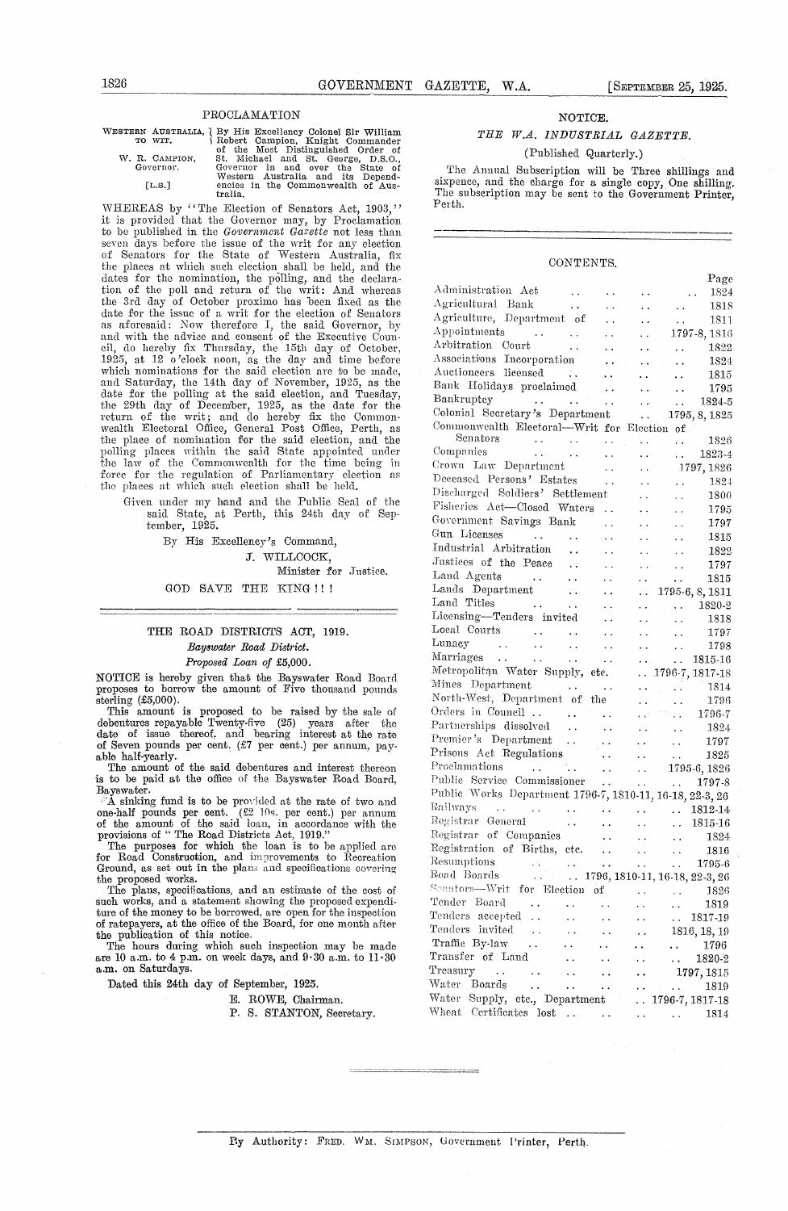## PROCLAMATION

WESTERN AUSTRALIA, TO WIT. W. R. CAMPION, Governor. [L.S.]

By His Excellency Colonel Sir William Robert Campion, Knight Commander of the Most Distinguished Order of St. Michael and St. George, D.S.O., Governor in and over the State of Western Australia and its Dependencies in the Commonwealth of Australia.

WHEREAS by "The Election of Senators Act, 1903," it is provided that the Governor may, by Proclamation to be published in the *Government Gazette* not less than seven days before the issue of the writ for any election of Senators for the State of Western Australia, fix the places at which such election shall be held, and the dates for the nomination, the polling, and the declaration of the poll and return of the writ: And whereas the 3rd day of October proximo has been fixed as the date for the issue of a writ for the election of Senators as aforesaid: Now therefore I, the said Governor, by and with the advice and consent of the Executive Council, do hereby fix Thursday, the 15th day of October, 1925, at 12 o'clock noon, as the day and time before which nominations for the said election are to be made, and Saturday, the 14th day of November, 1925, as the date for the polling at the said election, and Tuesday, the 29th day of December, 1925, as the date for the return of the writ; and do hereby fix the Commonwealth Electoral Office, General Post Office, Perth, as the place of nomination for the said election, and the polling places within the said State appointed under the law of the Commonwealth for the time being in force for the regulation of Parliamentary election as the places at which such election shall be held.

Given under my hand and the Public Seal of the said State, at Perth, this 24th day of September, 1925.

By His Excellency's Command,

J. WILLCOCK,
Minister for Justice.

GOD SAVE THE KING ! ! !

---

## THE ROAD DISTRICTS ACT, 1919.

*Bayswater Road District.*

*Proposed Loan of £5,000.*

NOTICE is hereby given that the Bayswater Road Board proposes to borrow the amount of Five thousand pounds sterling (£5,000).

This amount is proposed to be raised by the sale of debentures repayable Twenty-five (25) years after the date of issue thereof, and bearing interest at the rate of Seven pounds per cent. (£7 per cent.) per annum, payable half-yearly.

The amount of the said debentures and interest thereon is to be paid at the office of the Bayswater Road Board, Bayswater.

A sinking fund is to be provided at the rate of two and one-half pounds per cent. (£2 10s. per cent.) per annum of the amount of the said loan, in accordance with the provisions of "The Road Districts Act, 1919."

The purposes for which the loan is to be applied are for Road Construction, and improvements to Recreation Ground, as set out in the plans and specifications covering the proposed works.

The plans, specifications, and an estimate of the cost of such works, and a statement showing the proposed expenditure of the money to be borrowed, are open for the inspection of ratepayers, at the office of the Board, for one month after the publication of this notice.

The hours during which such inspection may be made are 10 a.m. to 4 p.m. on week days, and 9·30 a.m. to 11·30 a.m. on Saturdays.

Dated this 24th day of September, 1925.

E. ROWE, Chairman.
P. S. STANTON, Secretary.

---

## NOTICE.

### *THE W.A. INDUSTRIAL GAZETTE.*

(Published Quarterly.)

The Annual Subscription will be Three shillings and sixpence, and the charge for a single copy, One shilling. The subscription may be sent to the Government Printer, Perth.

---

## CONTENTS.

| | Page |
|---|---|
| Administration Act | 1824 |
| Agricultural Bank | 1818 |
| Agriculture, Department of | 1811 |
| Appointments | 1797-8, 1816 |
| Arbitration Court | 1822 |
| Associations Incorporation | 1824 |
| Auctioneers licensed | 1815 |
| Bank Holidays proclaimed | 1795 |
| Bankruptcy | 1824-5 |
| Colonial Secretary's Department | 1795, 8, 1825 |
| Commonwealth Electoral—Writ for Election of Senators | 1826 |
| Companies | 1823-4 |
| Crown Law Department | 1797, 1826 |
| Deceased Persons' Estates | 1824 |
| Discharged Soldiers' Settlement | 1800 |
| Fisheries Act—Closed Waters | 1795 |
| Government Savings Bank | 1797 |
| Gun Licenses | 1815 |
| Industrial Arbitration | 1822 |
| Justices of the Peace | 1797 |
| Land Agents | 1815 |
| Lands Department | 1795-6, 8, 1811 |
| Land Titles | 1820-2 |
| Licensing—Tenders invited | 1818 |
| Local Courts | 1797 |
| Lunacy | 1798 |
| Marriages | 1815-16 |
| Metropolitan Water Supply, etc. | 1796-7, 1817-18 |
| Mines Department | 1814 |
| North-West, Department of the | 1796 |
| Orders in Council | 1796-7 |
| Partnerships dissolved | 1824 |
| Premier's Department | 1797 |
| Prisons Act Regulations | 1825 |
| Proclamations | 1795-6, 1826 |
| Public Service Commissioner | 1797-8 |
| Public Works Department | 1796-7, 1810-11, 16-18, 22-3, 26 |
| Railways | 1812-14 |
| Registrar General | 1815-16 |
| Registrar of Companies | 1824 |
| Registration of Births, etc. | 1816 |
| Resumptions | 1795-6 |
| Road Boards | 1796, 1810-11, 16-18, 22-3, 26 |
| Senators—Writ for Election of | 1826 |
| Tender Board | 1819 |
| Tenders accepted | 1817-19 |
| Tenders invited | 1816, 18, 19 |
| Traffic By-law | 1796 |
| Transfer of Land | 1820-2 |
| Treasury | 1797, 1815 |
| Water Boards | 1819 |
| Water Supply, etc., Department | 1796-7, 1817-18 |
| Wheat Certificates lost | 1814 |

---

By Authority: FRED. WM. SIMPSON, Government Printer, Perth.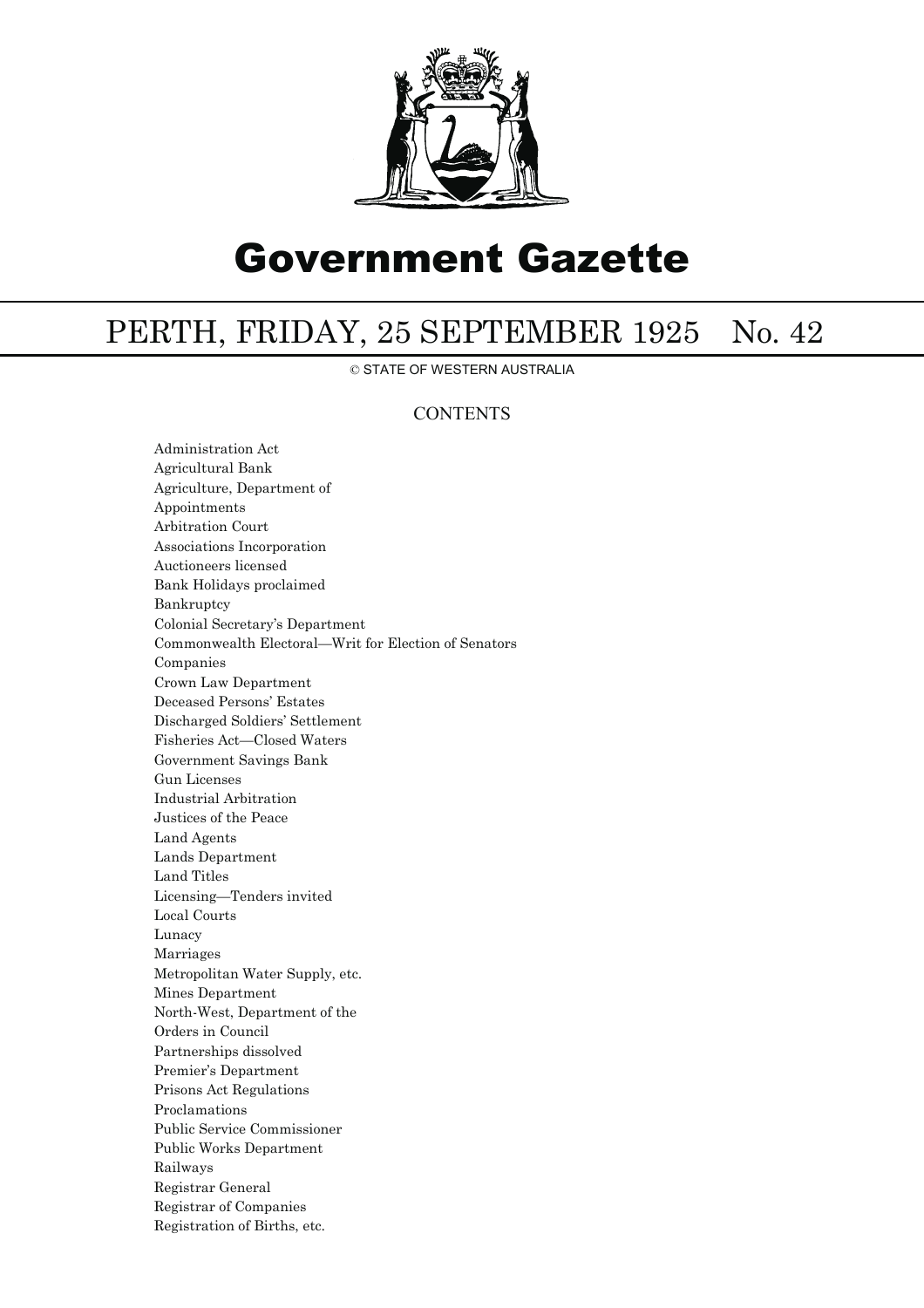# Government Gazette

# PERTH, FRIDAY, 25 SEPTEMBER 1925 No. 42

© STATE OF WESTERN AUSTRALIA

## CONTENTS

Administration Act
Agricultural Bank
Agriculture, Department of
Appointments
Arbitration Court
Associations Incorporation
Auctioneers licensed
Bank Holidays proclaimed
Bankruptcy
Colonial Secretary's Department
Commonwealth Electoral—Writ for Election of Senators
Companies
Crown Law Department
Deceased Persons' Estates
Discharged Soldiers' Settlement
Fisheries Act—Closed Waters
Government Savings Bank
Gun Licenses
Industrial Arbitration
Justices of the Peace
Land Agents
Lands Department
Land Titles
Licensing—Tenders invited
Local Courts
Lunacy
Marriages
Metropolitan Water Supply, etc.
Mines Department
North-West, Department of the
Orders in Council
Partnerships dissolved
Premier's Department
Prisons Act Regulations
Proclamations
Public Service Commissioner
Public Works Department
Railways
Registrar General
Registrar of Companies
Registration of Births, etc.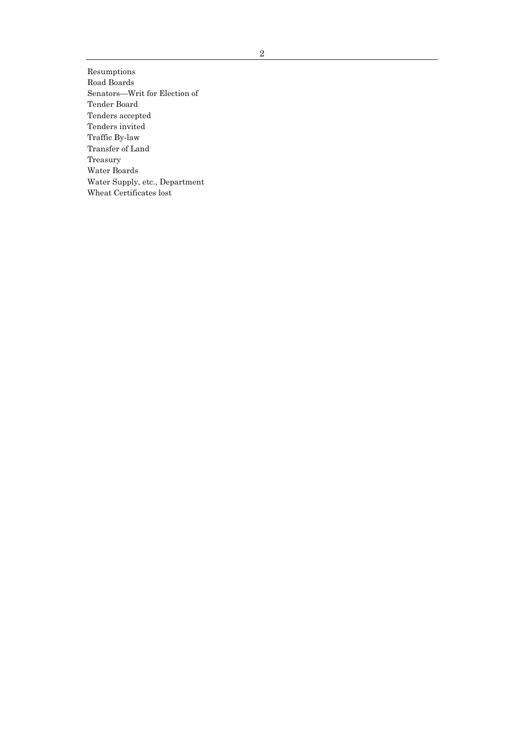Resumptions
Road Boards
Senators—Writ for Election of
Tender Board
Tenders accepted
Tenders invited
Traffic By-law
Transfer of Land
Treasury
Water Boards
Water Supply, etc., Department
Wheat Certificates lost